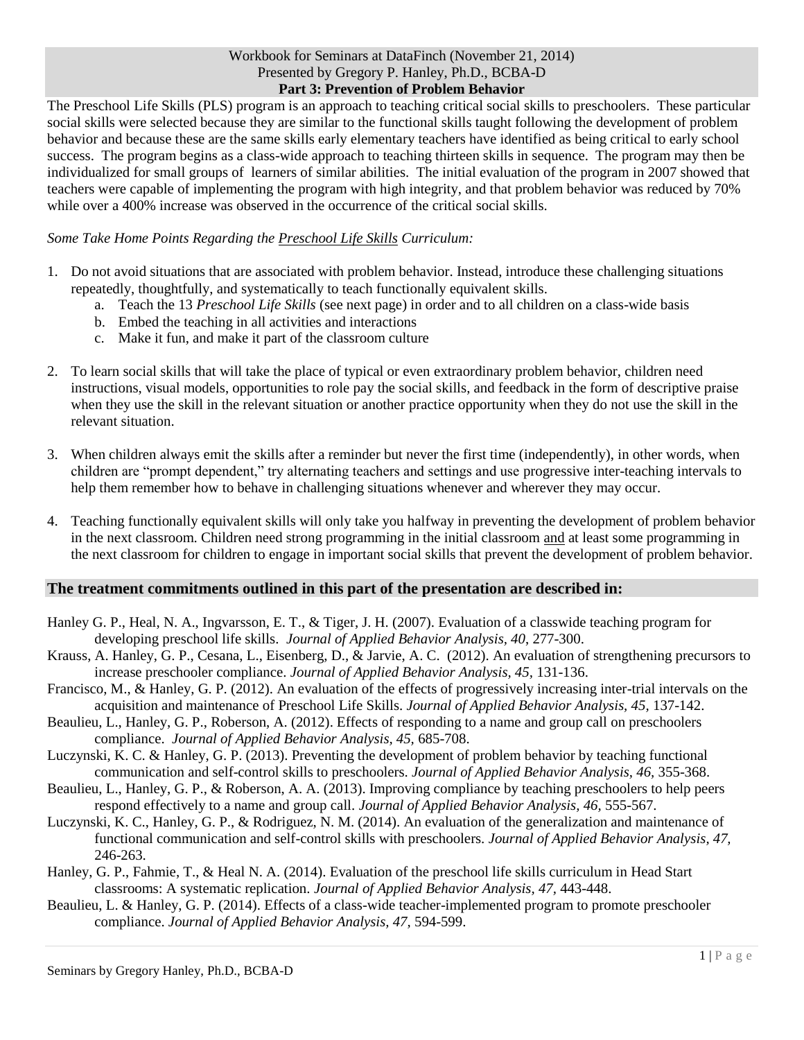Workbook for Seminars at DataFinch (November 21, 2014)
Presented by Gregory P. Hanley, Ph.D., BCBA-D

## Part 3: Prevention of Problem Behavior

The Preschool Life Skills (PLS) program is an approach to teaching critical social skills to preschoolers. These particular social skills were selected because they are similar to the functional skills taught following the development of problem behavior and because these are the same skills early elementary teachers have identified as being critical to early school success. The program begins as a class-wide approach to teaching thirteen skills in sequence. The program may then be individualized for small groups of learners of similar abilities. The initial evaluation of the program in 2007 showed that teachers were capable of implementing the program with high integrity, and that problem behavior was reduced by 70% while over a 400% increase was observed in the occurrence of the critical social skills.

*Some Take Home Points Regarding the Preschool Life Skills Curriculum:*

1. Do not avoid situations that are associated with problem behavior. Instead, introduce these challenging situations repeatedly, thoughtfully, and systematically to teach functionally equivalent skills.
   a. Teach the 13 *Preschool Life Skills* (see next page) in order and to all children on a class-wide basis
   b. Embed the teaching in all activities and interactions
   c. Make it fun, and make it part of the classroom culture

2. To learn social skills that will take the place of typical or even extraordinary problem behavior, children need instructions, visual models, opportunities to role pay the social skills, and feedback in the form of descriptive praise when they use the skill in the relevant situation or another practice opportunity when they do not use the skill in the relevant situation.

3. When children always emit the skills after a reminder but never the first time (independently), in other words, when children are "prompt dependent," try alternating teachers and settings and use progressive inter-teaching intervals to help them remember how to behave in challenging situations whenever and wherever they may occur.

4. Teaching functionally equivalent skills will only take you halfway in preventing the development of problem behavior in the next classroom. Children need strong programming in the initial classroom and at least some programming in the next classroom for children to engage in important social skills that prevent the development of problem behavior.

## The treatment commitments outlined in this part of the presentation are described in:

Hanley G. P., Heal, N. A., Ingvarsson, E. T., & Tiger, J. H. (2007). Evaluation of a classwide teaching program for developing preschool life skills. *Journal of Applied Behavior Analysis, 40*, 277-300.

Krauss, A. Hanley, G. P., Cesana, L., Eisenberg, D., & Jarvie, A. C. (2012). An evaluation of strengthening precursors to increase preschooler compliance. *Journal of Applied Behavior Analysis, 45*, 131-136.

Francisco, M., & Hanley, G. P. (2012). An evaluation of the effects of progressively increasing inter-trial intervals on the acquisition and maintenance of Preschool Life Skills. *Journal of Applied Behavior Analysis, 45*, 137-142.

Beaulieu, L., Hanley, G. P., Roberson, A. (2012). Effects of responding to a name and group call on preschoolers compliance. *Journal of Applied Behavior Analysis, 45*, 685-708.

Luczynski, K. C. & Hanley, G. P. (2013). Preventing the development of problem behavior by teaching functional communication and self-control skills to preschoolers. *Journal of Applied Behavior Analysis, 46*, 355-368.

Beaulieu, L., Hanley, G. P., & Roberson, A. A. (2013). Improving compliance by teaching preschoolers to help peers respond effectively to a name and group call. *Journal of Applied Behavior Analysis, 46*, 555-567.

Luczynski, K. C., Hanley, G. P., & Rodriguez, N. M. (2014). An evaluation of the generalization and maintenance of functional communication and self-control skills with preschoolers. *Journal of Applied Behavior Analysis, 47*, 246-263.

Hanley, G. P., Fahmie, T., & Heal N. A. (2014). Evaluation of the preschool life skills curriculum in Head Start classrooms: A systematic replication. *Journal of Applied Behavior Analysis, 47*, 443-448.

Beaulieu, L. & Hanley, G. P. (2014). Effects of a class-wide teacher-implemented program to promote preschooler compliance. *Journal of Applied Behavior Analysis, 47*, 594-599.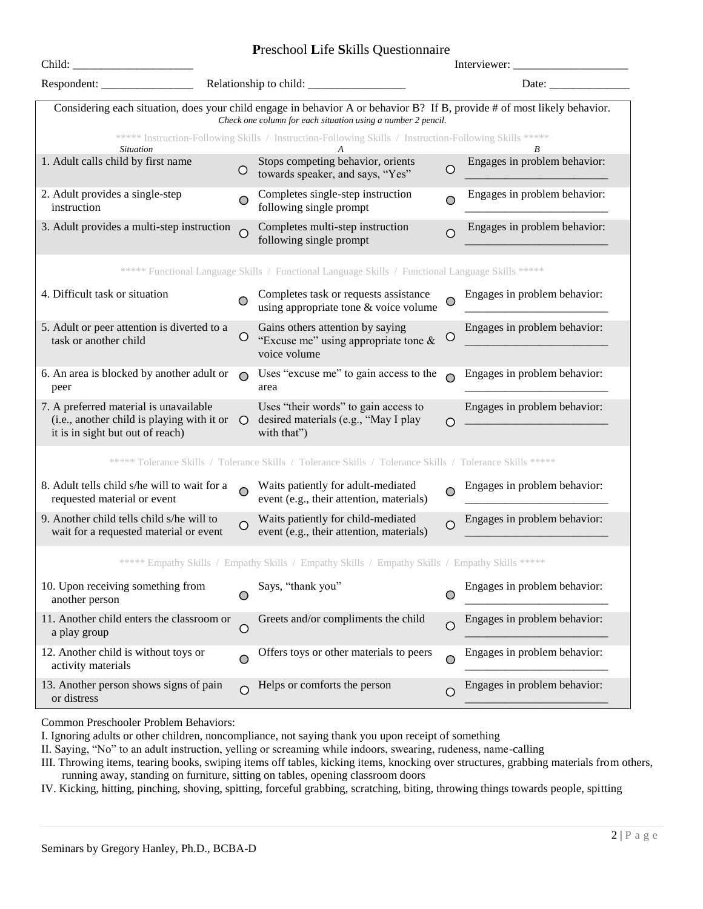# **P**reschool **L**ife **S**kills Questionnaire

Child: _____________________ Interviewer: ____________________

Respondent: ________________ Relationship to child: _________________ Date: ______________

Considering each situation, does your child engage in behavior A or behavior B? If B, provide # of most likely behavior.
*Check one column for each situation using a number 2 pencil.*

| *Situation* | | *A* | | *B* |
|---|---|---|---|---|
| ***** Instruction-Following Skills / Instruction-Following Skills / Instruction-Following Skills ***** | | | | |
| 1. Adult calls child by first name | ○ | Stops competing behavior, orients towards speaker, and says, "Yes" | ○ | Engages in problem behavior: ________________________ |
| 2. Adult provides a single-step instruction | ○ | Completes single-step instruction following single prompt | ○ | Engages in problem behavior: ________________________ |
| 3. Adult provides a multi-step instruction | ○ | Completes multi-step instruction following single prompt | ○ | Engages in problem behavior: ________________________ |
| ***** Functional Language Skills / Functional Language Skills / Functional Language Skills ***** | | | | |
| 4. Difficult task or situation | ○ | Completes task or requests assistance using appropriate tone & voice volume | ○ | Engages in problem behavior: ________________________ |
| 5. Adult or peer attention is diverted to a task or another child | ○ | Gains others attention by saying "Excuse me" using appropriate tone & voice volume | ○ | Engages in problem behavior: ________________________ |
| 6. An area is blocked by another adult or peer | ○ | Uses "excuse me" to gain access to the area | ○ | Engages in problem behavior: ________________________ |
| 7. A preferred material is unavailable (i.e., another child is playing with it or it is in sight but out of reach) | ○ | Uses "their words" to gain access to desired materials (e.g., "May I play with that") | ○ | Engages in problem behavior: ________________________ |
| ***** Tolerance Skills / Tolerance Skills / Tolerance Skills / Tolerance Skills / Tolerance Skills ***** | | | | |
| 8. Adult tells child s/he will to wait for a requested material or event | ○ | Waits patiently for adult-mediated event (e.g., their attention, materials) | ○ | Engages in problem behavior: ________________________ |
| 9. Another child tells child s/he will to wait for a requested material or event | ○ | Waits patiently for child-mediated event (e.g., their attention, materials) | ○ | Engages in problem behavior: ________________________ |
| ***** Empathy Skills / Empathy Skills / Empathy Skills / Empathy Skills / Empathy Skills ***** | | | | |
| 10. Upon receiving something from another person | ○ | Says, "thank you" | ○ | Engages in problem behavior: ________________________ |
| 11. Another child enters the classroom or a play group | ○ | Greets and/or compliments the child | ○ | Engages in problem behavior: ________________________ |
| 12. Another child is without toys or activity materials | ○ | Offers toys or other materials to peers | ○ | Engages in problem behavior: ________________________ |
| 13. Another person shows signs of pain or distress | ○ | Helps or comforts the person | ○ | Engages in problem behavior: ________________________ |

Common Preschooler Problem Behaviors:

I. Ignoring adults or other children, noncompliance, not saying thank you upon receipt of something

II. Saying, "No" to an adult instruction, yelling or screaming while indoors, swearing, rudeness, name-calling

III. Throwing items, tearing books, swiping items off tables, kicking items, knocking over structures, grabbing materials from others, running away, standing on furniture, sitting on tables, opening classroom doors

IV. Kicking, hitting, pinching, shoving, spitting, forceful grabbing, scratching, biting, throwing things towards people, spitting